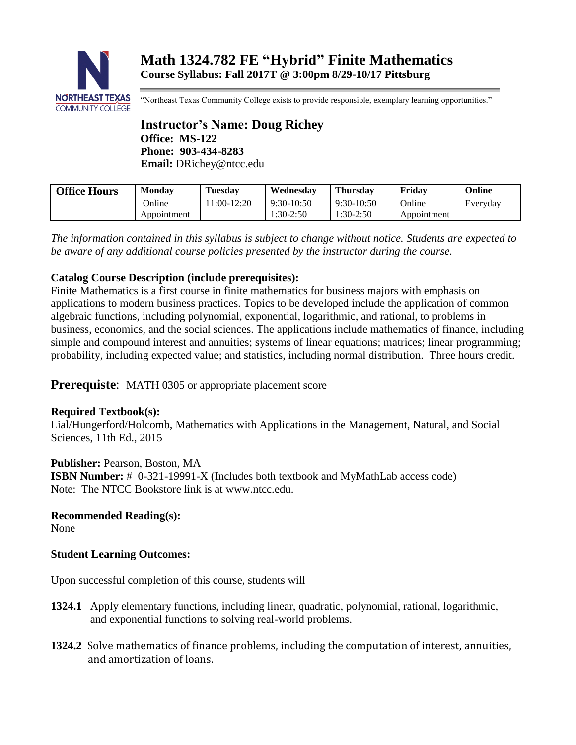# Math 1324.782 FE "Hybrid" Finite Mathematics

**Course Syllabus: Fall 2017T @ 3:00pm 8/29-10/17 Pittsburg**

"Northeast Texas Community College exists to provide responsible, exemplary learning opportunities."

## Instructor's Name: Doug Richey

**Office: MS-122**
**Phone: 903-434-8283**
**Email:** DRichey@ntcc.edu

| Office Hours | Monday | Tuesday | Wednesday | Thursday | Friday | Online |
|---|---|---|---|---|---|---|
| | Online Appointment | 11:00-12:20 | 9:30-10:50 1:30-2:50 | 9:30-10:50 1:30-2:50 | Online Appointment | Everyday |

*The information contained in this syllabus is subject to change without notice. Students are expected to be aware of any additional course policies presented by the instructor during the course.*

**Catalog Course Description (include prerequisites):**
Finite Mathematics is a first course in finite mathematics for business majors with emphasis on applications to modern business practices. Topics to be developed include the application of common algebraic functions, including polynomial, exponential, logarithmic, and rational, to problems in business, economics, and the social sciences. The applications include mathematics of finance, including simple and compound interest and annuities; systems of linear equations; matrices; linear programming; probability, including expected value; and statistics, including normal distribution. Three hours credit.

**Prerequiste**: MATH 0305 or appropriate placement score

**Required Textbook(s):**
Lial/Hungerford/Holcomb, Mathematics with Applications in the Management, Natural, and Social Sciences, 11th Ed., 2015

**Publisher:** Pearson, Boston, MA
**ISBN Number:** # 0-321-19991-X (Includes both textbook and MyMathLab access code)
Note: The NTCC Bookstore link is at www.ntcc.edu.

**Recommended Reading(s):**
None

**Student Learning Outcomes:**

Upon successful completion of this course, students will

**1324.1** Apply elementary functions, including linear, quadratic, polynomial, rational, logarithmic, and exponential functions to solving real-world problems.

**1324.2** Solve mathematics of finance problems, including the computation of interest, annuities, and amortization of loans.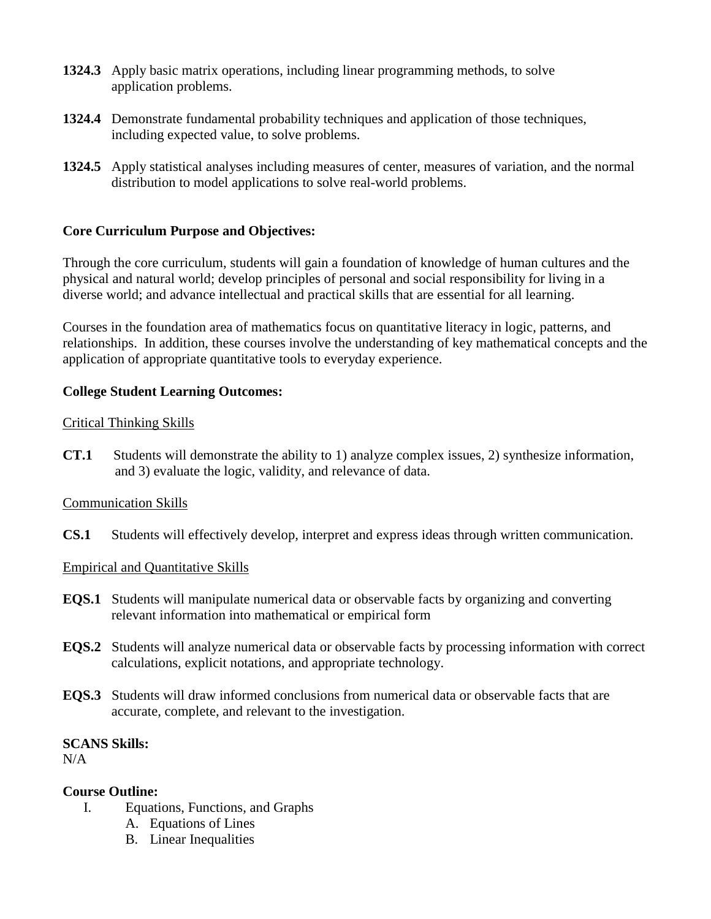**1324.3** Apply basic matrix operations, including linear programming methods, to solve application problems.

**1324.4** Demonstrate fundamental probability techniques and application of those techniques, including expected value, to solve problems.

**1324.5** Apply statistical analyses including measures of center, measures of variation, and the normal distribution to model applications to solve real-world problems.

**Core Curriculum Purpose and Objectives:**

Through the core curriculum, students will gain a foundation of knowledge of human cultures and the physical and natural world; develop principles of personal and social responsibility for living in a diverse world; and advance intellectual and practical skills that are essential for all learning.

Courses in the foundation area of mathematics focus on quantitative literacy in logic, patterns, and relationships. In addition, these courses involve the understanding of key mathematical concepts and the application of appropriate quantitative tools to everyday experience.

**College Student Learning Outcomes:**

<u>Critical Thinking Skills</u>

**CT.1** Students will demonstrate the ability to 1) analyze complex issues, 2) synthesize information, and 3) evaluate the logic, validity, and relevance of data.

<u>Communication Skills</u>

**CS.1** Students will effectively develop, interpret and express ideas through written communication.

<u>Empirical and Quantitative Skills</u>

**EQS.1** Students will manipulate numerical data or observable facts by organizing and converting relevant information into mathematical or empirical form

**EQS.2** Students will analyze numerical data or observable facts by processing information with correct calculations, explicit notations, and appropriate technology.

**EQS.3** Students will draw informed conclusions from numerical data or observable facts that are accurate, complete, and relevant to the investigation.

**SCANS Skills:**
N/A

**Course Outline:**

I. Equations, Functions, and Graphs
   A. Equations of Lines
   B. Linear Inequalities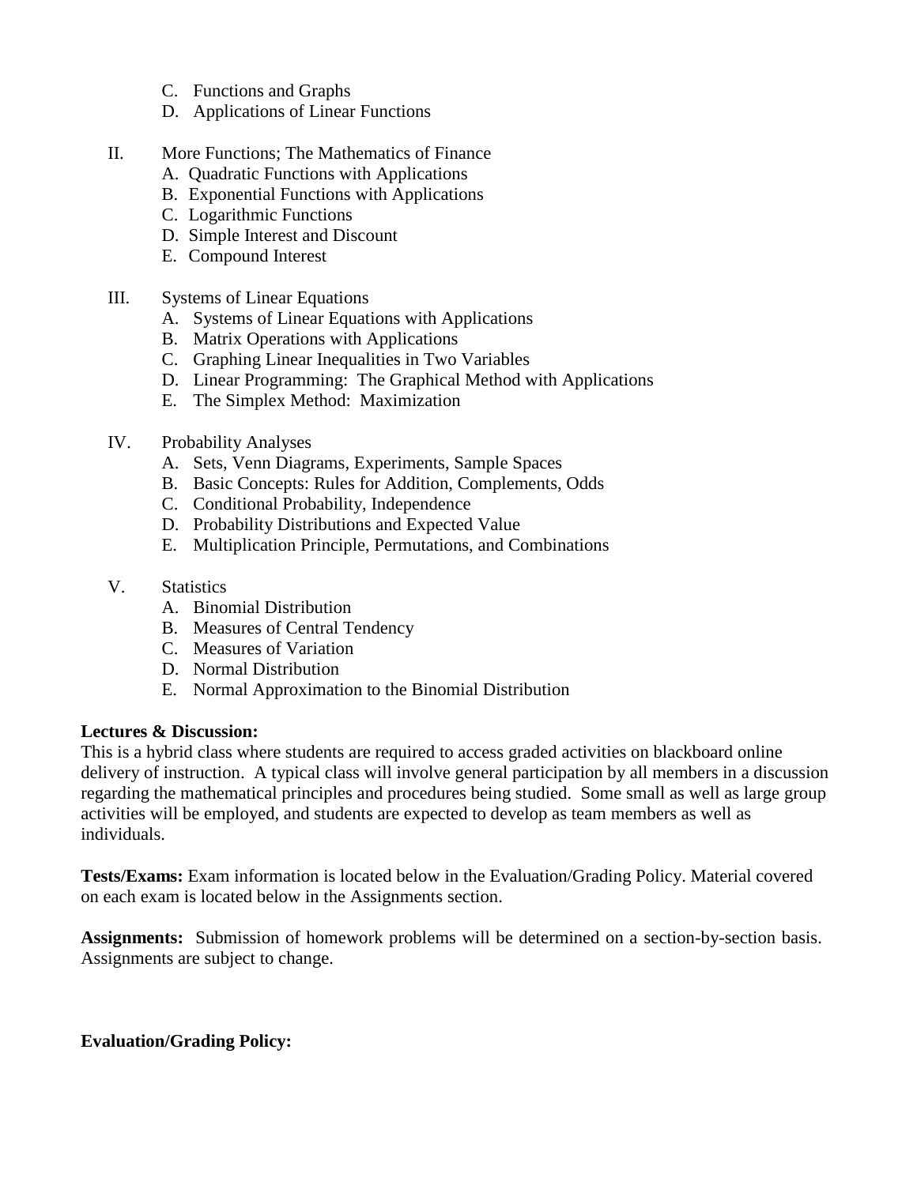C. Functions and Graphs
D. Applications of Linear Functions

II. More Functions; The Mathematics of Finance
   A. Quadratic Functions with Applications
   B. Exponential Functions with Applications
   C. Logarithmic Functions
   D. Simple Interest and Discount
   E. Compound Interest

III. Systems of Linear Equations
   A. Systems of Linear Equations with Applications
   B. Matrix Operations with Applications
   C. Graphing Linear Inequalities in Two Variables
   D. Linear Programming: The Graphical Method with Applications
   E. The Simplex Method: Maximization

IV. Probability Analyses
   A. Sets, Venn Diagrams, Experiments, Sample Spaces
   B. Basic Concepts: Rules for Addition, Complements, Odds
   C. Conditional Probability, Independence
   D. Probability Distributions and Expected Value
   E. Multiplication Principle, Permutations, and Combinations

V. Statistics
   A. Binomial Distribution
   B. Measures of Central Tendency
   C. Measures of Variation
   D. Normal Distribution
   E. Normal Approximation to the Binomial Distribution

**Lectures & Discussion:**
This is a hybrid class where students are required to access graded activities on blackboard online delivery of instruction. A typical class will involve general participation by all members in a discussion regarding the mathematical principles and procedures being studied. Some small as well as large group activities will be employed, and students are expected to develop as team members as well as individuals.

**Tests/Exams:** Exam information is located below in the Evaluation/Grading Policy. Material covered on each exam is located below in the Assignments section.

**Assignments:** Submission of homework problems will be determined on a section-by-section basis. Assignments are subject to change.

**Evaluation/Grading Policy:**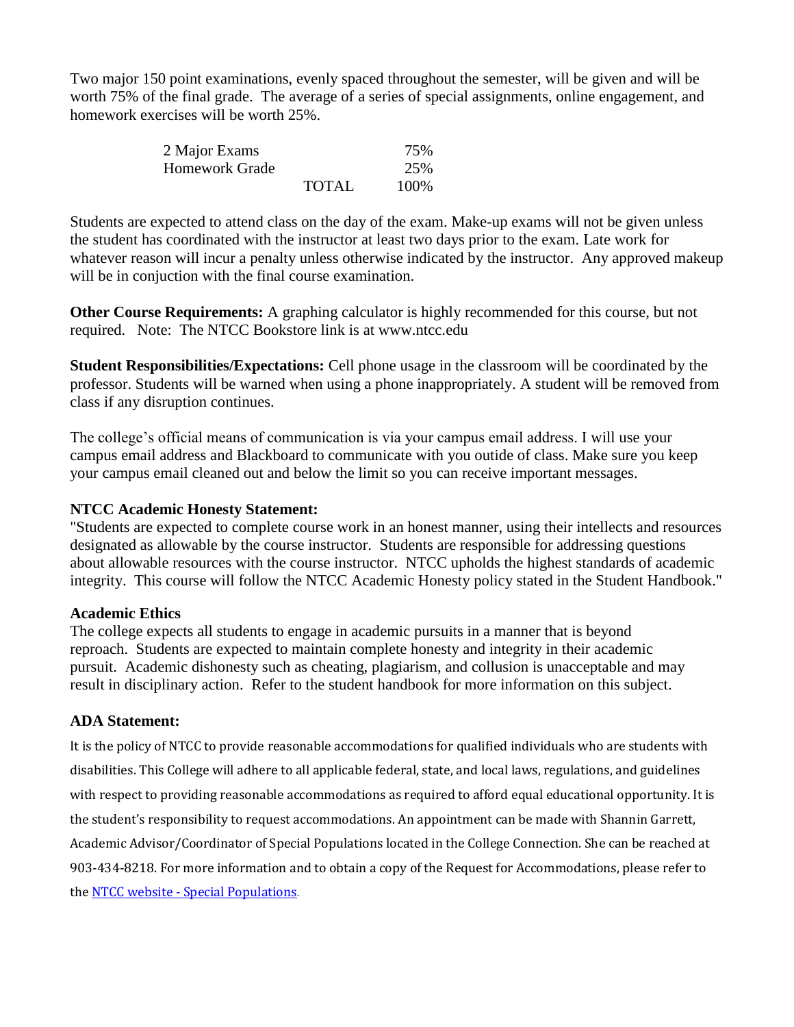Two major 150 point examinations, evenly spaced throughout the semester, will be given and will be worth 75% of the final grade. The average of a series of special assignments, online engagement, and homework exercises will be worth 25%.

| | | |
|---|---|---|
| 2 Major Exams | | 75% |
| Homework Grade | | 25% |
| | TOTAL | 100% |

Students are expected to attend class on the day of the exam. Make-up exams will not be given unless the student has coordinated with the instructor at least two days prior to the exam. Late work for whatever reason will incur a penalty unless otherwise indicated by the instructor. Any approved makeup will be in conjuction with the final course examination.

**Other Course Requirements:** A graphing calculator is highly recommended for this course, but not required. Note: The NTCC Bookstore link is at www.ntcc.edu

**Student Responsibilities/Expectations:** Cell phone usage in the classroom will be coordinated by the professor. Students will be warned when using a phone inappropriately. A student will be removed from class if any disruption continues.

The college's official means of communication is via your campus email address. I will use your campus email address and Blackboard to communicate with you outside of class. Make sure you keep your campus email cleaned out and below the limit so you can receive important messages.

**NTCC Academic Honesty Statement:**

"Students are expected to complete course work in an honest manner, using their intellects and resources designated as allowable by the course instructor. Students are responsible for addressing questions about allowable resources with the course instructor. NTCC upholds the highest standards of academic integrity. This course will follow the NTCC Academic Honesty policy stated in the Student Handbook."

**Academic Ethics**

The college expects all students to engage in academic pursuits in a manner that is beyond reproach. Students are expected to maintain complete honesty and integrity in their academic pursuit. Academic dishonesty such as cheating, plagiarism, and collusion is unacceptable and may result in disciplinary action. Refer to the student handbook for more information on this subject.

**ADA Statement:**

It is the policy of NTCC to provide reasonable accommodations for qualified individuals who are students with disabilities. This College will adhere to all applicable federal, state, and local laws, regulations, and guidelines with respect to providing reasonable accommodations as required to afford equal educational opportunity. It is the student's responsibility to request accommodations. An appointment can be made with Shannin Garrett, Academic Advisor/Coordinator of Special Populations located in the College Connection. She can be reached at 903-434-8218. For more information and to obtain a copy of the Request for Accommodations, please refer to the NTCC website - Special Populations.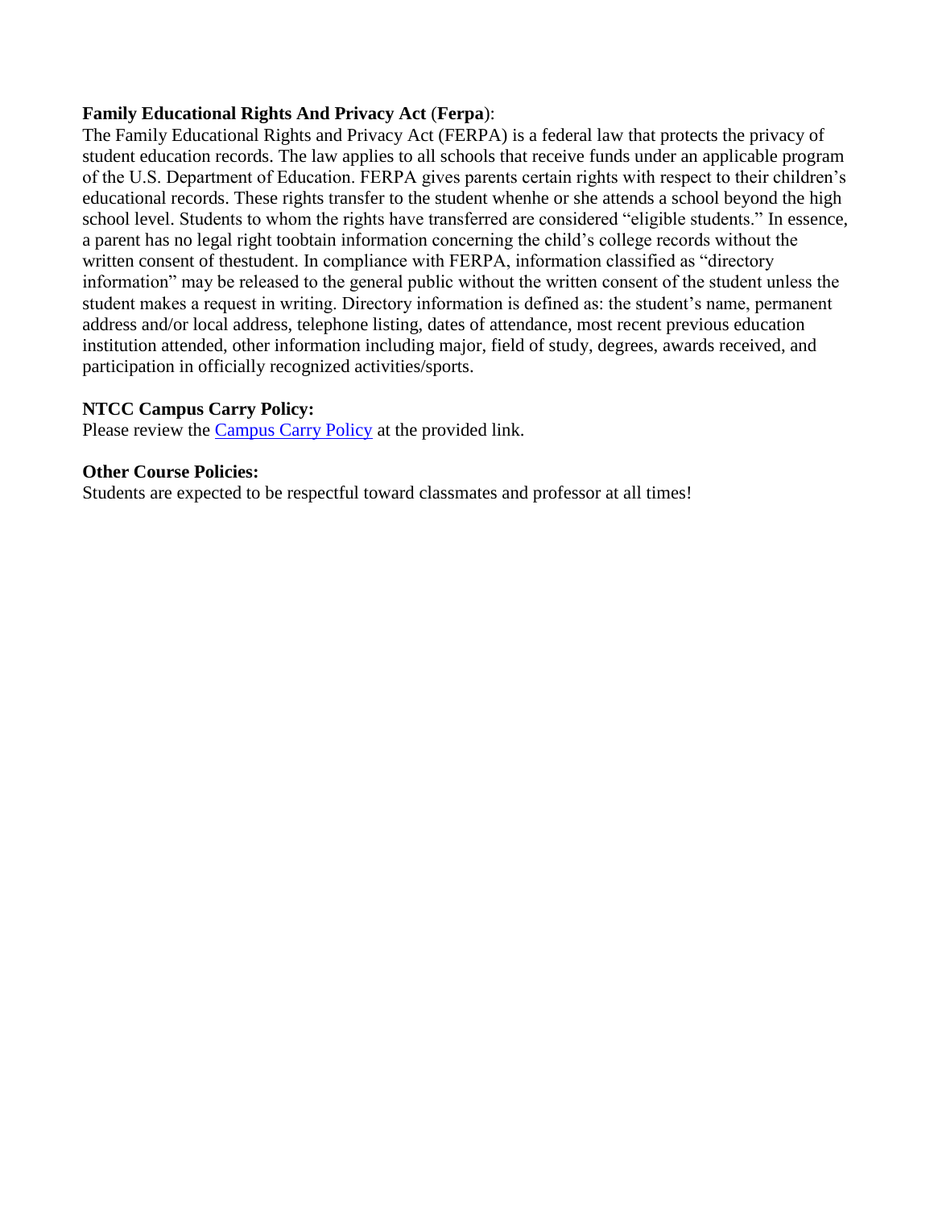**Family Educational Rights And Privacy Act** (**Ferpa**):
The Family Educational Rights and Privacy Act (FERPA) is a federal law that protects the privacy of student education records. The law applies to all schools that receive funds under an applicable program of the U.S. Department of Education. FERPA gives parents certain rights with respect to their children's educational records. These rights transfer to the student whenhe or she attends a school beyond the high school level. Students to whom the rights have transferred are considered "eligible students." In essence, a parent has no legal right toobtain information concerning the child's college records without the written consent of thestudent. In compliance with FERPA, information classified as "directory information" may be released to the general public without the written consent of the student unless the student makes a request in writing. Directory information is defined as: the student's name, permanent address and/or local address, telephone listing, dates of attendance, most recent previous education institution attended, other information including major, field of study, degrees, awards received, and participation in officially recognized activities/sports.

**NTCC Campus Carry Policy:**
Please review the Campus Carry Policy at the provided link.

**Other Course Policies:**
Students are expected to be respectful toward classmates and professor at all times!